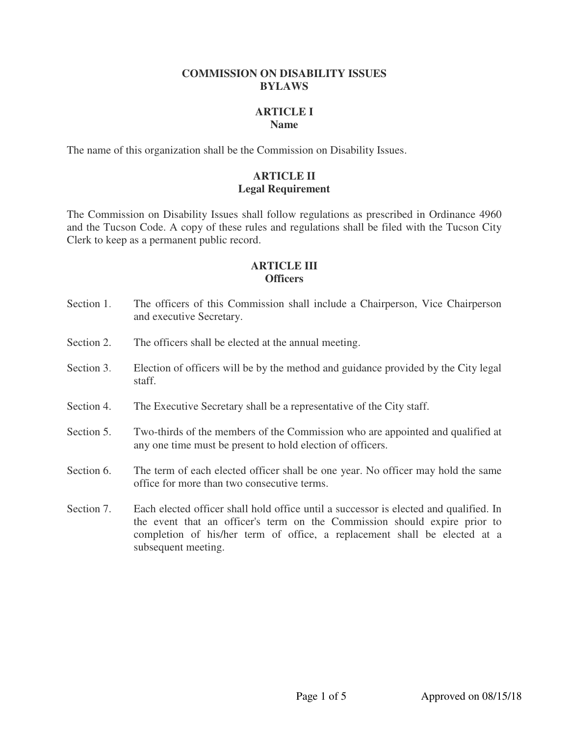# COMMISSION ON DISABILITY ISSUES BYLAWS

## ARTICLE I
## Name

The name of this organization shall be the Commission on Disability Issues.

## ARTICLE II
## Legal Requirement

The Commission on Disability Issues shall follow regulations as prescribed in Ordinance 4960 and the Tucson Code. A copy of these rules and regulations shall be filed with the Tucson City Clerk to keep as a permanent public record.

## ARTICLE III
## Officers

Section 1. The officers of this Commission shall include a Chairperson, Vice Chairperson and executive Secretary.

Section 2. The officers shall be elected at the annual meeting.

Section 3. Election of officers will be by the method and guidance provided by the City legal staff.

Section 4. The Executive Secretary shall be a representative of the City staff.

Section 5. Two-thirds of the members of the Commission who are appointed and qualified at any one time must be present to hold election of officers.

Section 6. The term of each elected officer shall be one year. No officer may hold the same office for more than two consecutive terms.

Section 7. Each elected officer shall hold office until a successor is elected and qualified. In the event that an officer's term on the Commission should expire prior to completion of his/her term of office, a replacement shall be elected at a subsequent meeting.

Approved on 08/15/18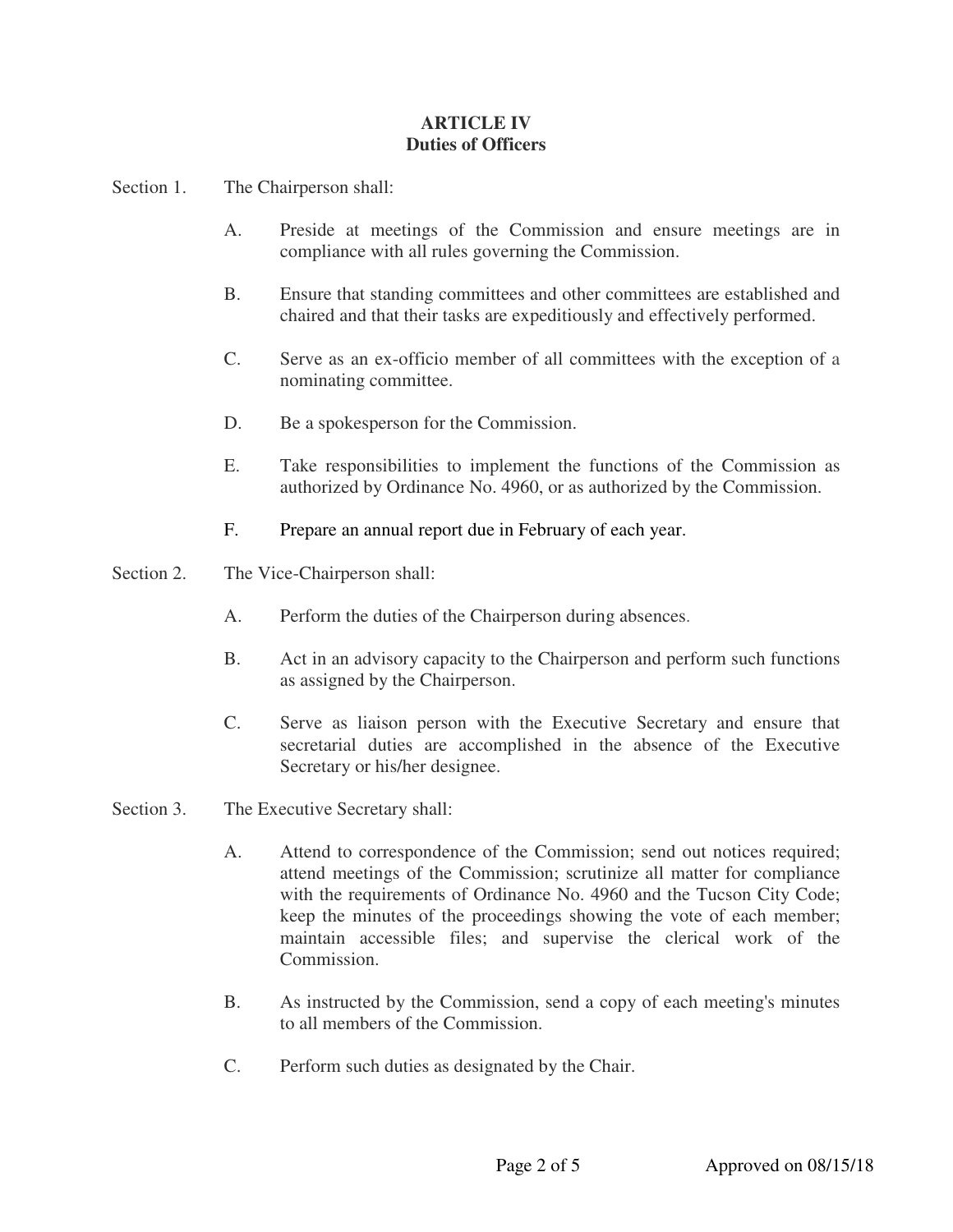## ARTICLE IV
## Duties of Officers

Section 1. The Chairperson shall:

- A. Preside at meetings of the Commission and ensure meetings are in compliance with all rules governing the Commission.
- B. Ensure that standing committees and other committees are established and chaired and that their tasks are expeditiously and effectively performed.
- C. Serve as an ex-officio member of all committees with the exception of a nominating committee.
- D. Be a spokesperson for the Commission.
- E. Take responsibilities to implement the functions of the Commission as authorized by Ordinance No. 4960, or as authorized by the Commission.
- F. Prepare an annual report due in February of each year.

Section 2. The Vice-Chairperson shall:

- A. Perform the duties of the Chairperson during absences.
- B. Act in an advisory capacity to the Chairperson and perform such functions as assigned by the Chairperson.
- C. Serve as liaison person with the Executive Secretary and ensure that secretarial duties are accomplished in the absence of the Executive Secretary or his/her designee.

Section 3. The Executive Secretary shall:

- A. Attend to correspondence of the Commission; send out notices required; attend meetings of the Commission; scrutinize all matter for compliance with the requirements of Ordinance No. 4960 and the Tucson City Code; keep the minutes of the proceedings showing the vote of each member; maintain accessible files; and supervise the clerical work of the Commission.
- B. As instructed by the Commission, send a copy of each meeting's minutes to all members of the Commission.
- C. Perform such duties as designated by the Chair.

Approved on 08/15/18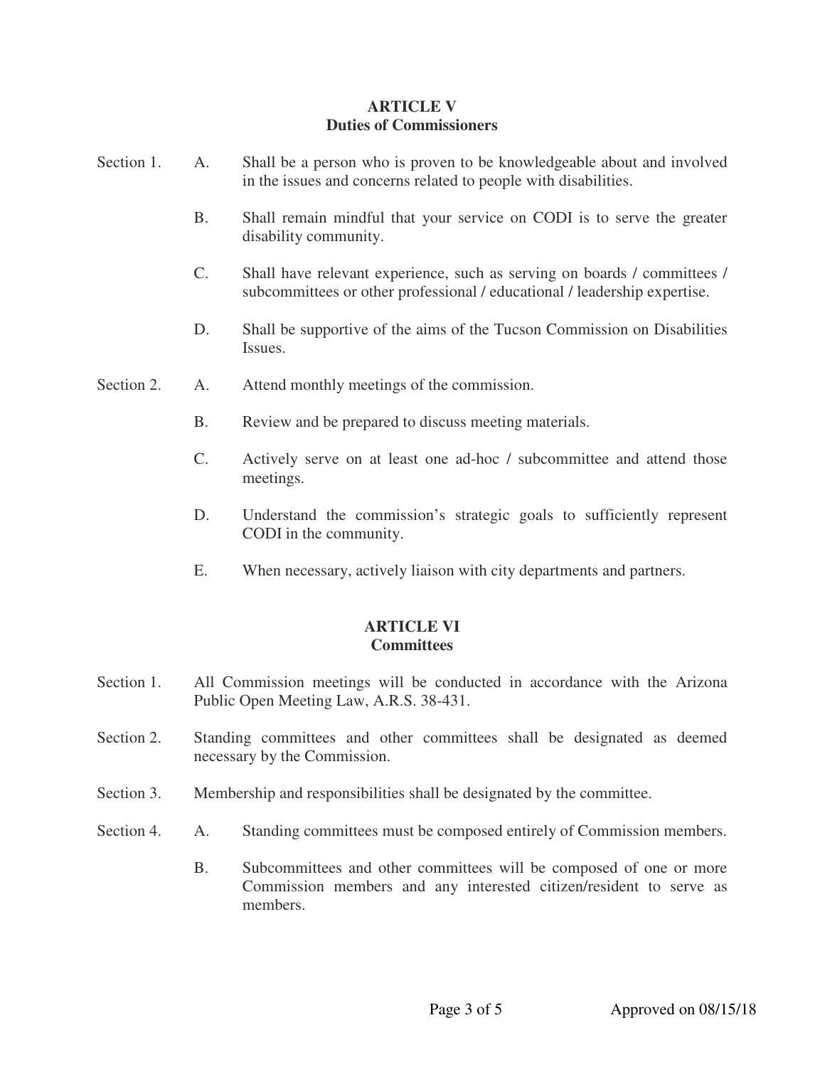## ARTICLE V
## Duties of Commissioners

Section 1.

A. Shall be a person who is proven to be knowledgeable about and involved in the issues and concerns related to people with disabilities.

B. Shall remain mindful that your service on CODI is to serve the greater disability community.

C. Shall have relevant experience, such as serving on boards / committees / subcommittees or other professional / educational / leadership expertise.

D. Shall be supportive of the aims of the Tucson Commission on Disabilities Issues.

Section 2.

A. Attend monthly meetings of the commission.

B. Review and be prepared to discuss meeting materials.

C. Actively serve on at least one ad-hoc / subcommittee and attend those meetings.

D. Understand the commission's strategic goals to sufficiently represent CODI in the community.

E. When necessary, actively liaison with city departments and partners.

## ARTICLE VI
## Committees

Section 1. All Commission meetings will be conducted in accordance with the Arizona Public Open Meeting Law, A.R.S. 38-431.

Section 2. Standing committees and other committees shall be designated as deemed necessary by the Commission.

Section 3. Membership and responsibilities shall be designated by the committee.

Section 4.

A. Standing committees must be composed entirely of Commission members.

B. Subcommittees and other committees will be composed of one or more Commission members and any interested citizen/resident to serve as members.

Approved on 08/15/18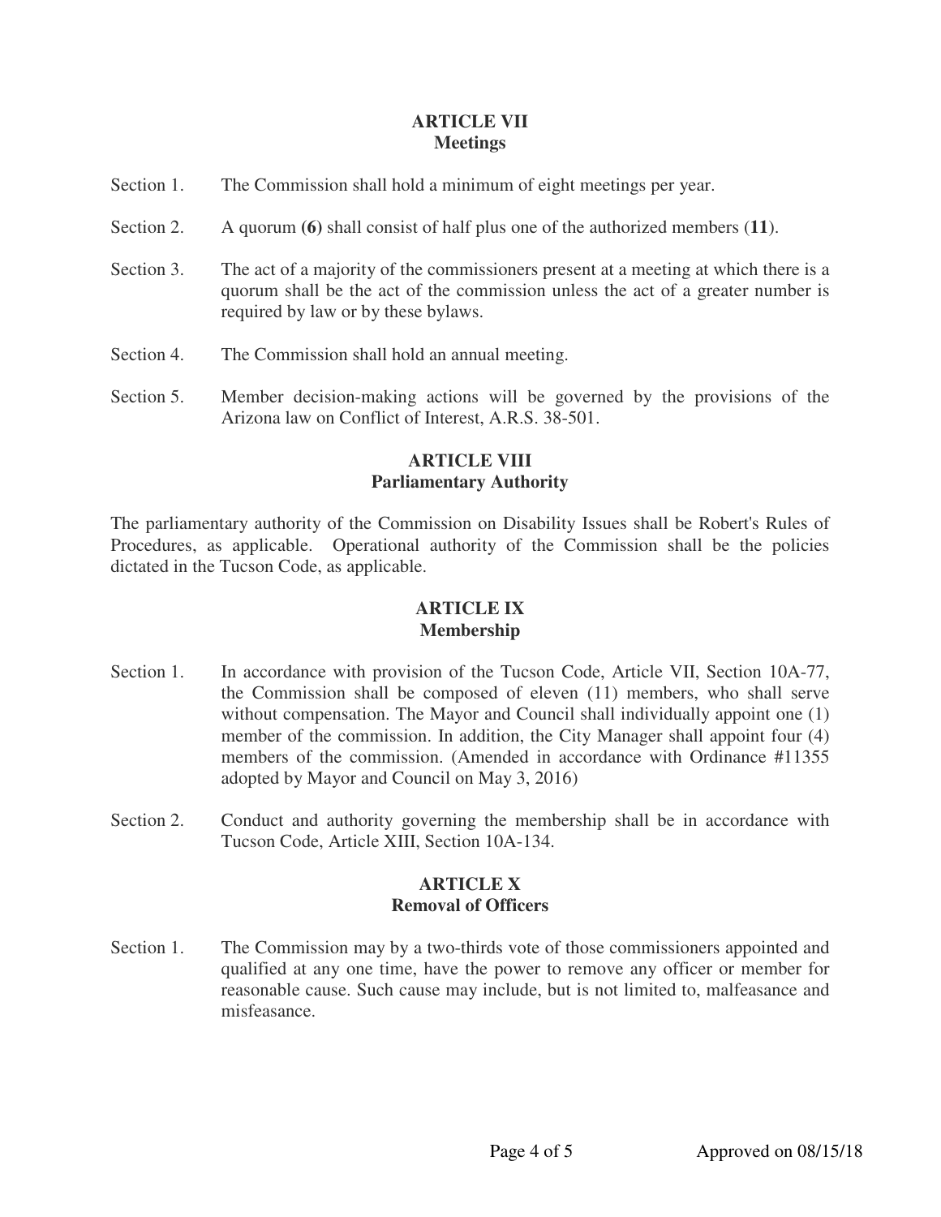## ARTICLE VII
## Meetings

Section 1. The Commission shall hold a minimum of eight meetings per year.

Section 2. A quorum **(6)** shall consist of half plus one of the authorized members (**11**).

Section 3. The act of a majority of the commissioners present at a meeting at which there is a quorum shall be the act of the commission unless the act of a greater number is required by law or by these bylaws.

Section 4. The Commission shall hold an annual meeting.

Section 5. Member decision-making actions will be governed by the provisions of the Arizona law on Conflict of Interest, A.R.S. 38-501.

## ARTICLE VIII
## Parliamentary Authority

The parliamentary authority of the Commission on Disability Issues shall be Robert's Rules of Procedures, as applicable. Operational authority of the Commission shall be the policies dictated in the Tucson Code, as applicable.

## ARTICLE IX
## Membership

Section 1. In accordance with provision of the Tucson Code, Article VII, Section 10A-77, the Commission shall be composed of eleven (11) members, who shall serve without compensation. The Mayor and Council shall individually appoint one (1) member of the commission. In addition, the City Manager shall appoint four (4) members of the commission. (Amended in accordance with Ordinance #11355 adopted by Mayor and Council on May 3, 2016)

Section 2. Conduct and authority governing the membership shall be in accordance with Tucson Code, Article XIII, Section 10A-134.

## ARTICLE X
## Removal of Officers

Section 1. The Commission may by a two-thirds vote of those commissioners appointed and qualified at any one time, have the power to remove any officer or member for reasonable cause. Such cause may include, but is not limited to, malfeasance and misfeasance.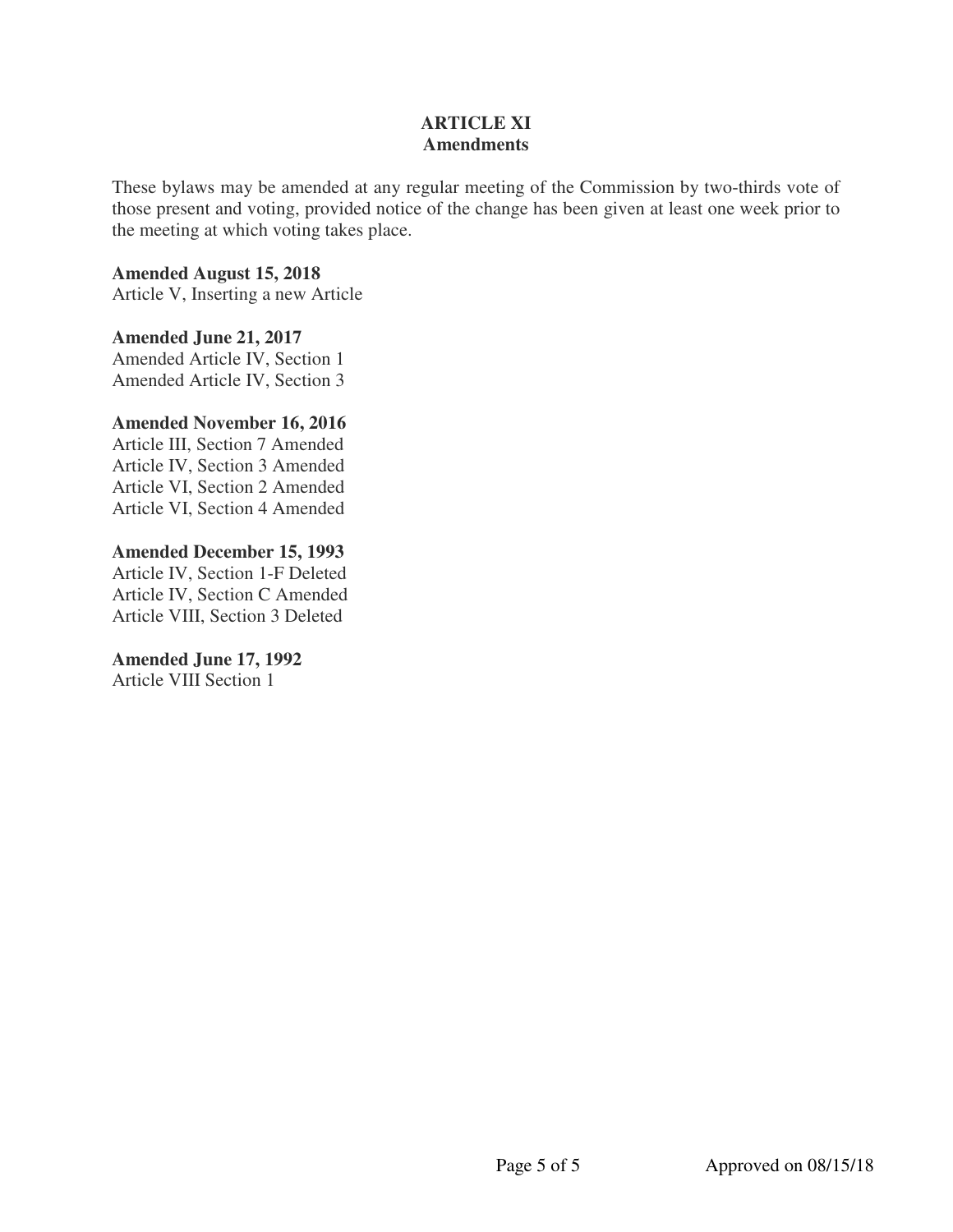## ARTICLE XI
## Amendments

These bylaws may be amended at any regular meeting of the Commission by two-thirds vote of those present and voting, provided notice of the change has been given at least one week prior to the meeting at which voting takes place.

**Amended August 15, 2018**
Article V, Inserting a new Article

**Amended June 21, 2017**
Amended Article IV, Section 1
Amended Article IV, Section 3

**Amended November 16, 2016**
Article III, Section 7 Amended
Article IV, Section 3 Amended
Article VI, Section 2 Amended
Article VI, Section 4 Amended

**Amended December 15, 1993**
Article IV, Section 1-F Deleted
Article IV, Section C Amended
Article VIII, Section 3 Deleted

**Amended June 17, 1992**
Article VIII Section 1